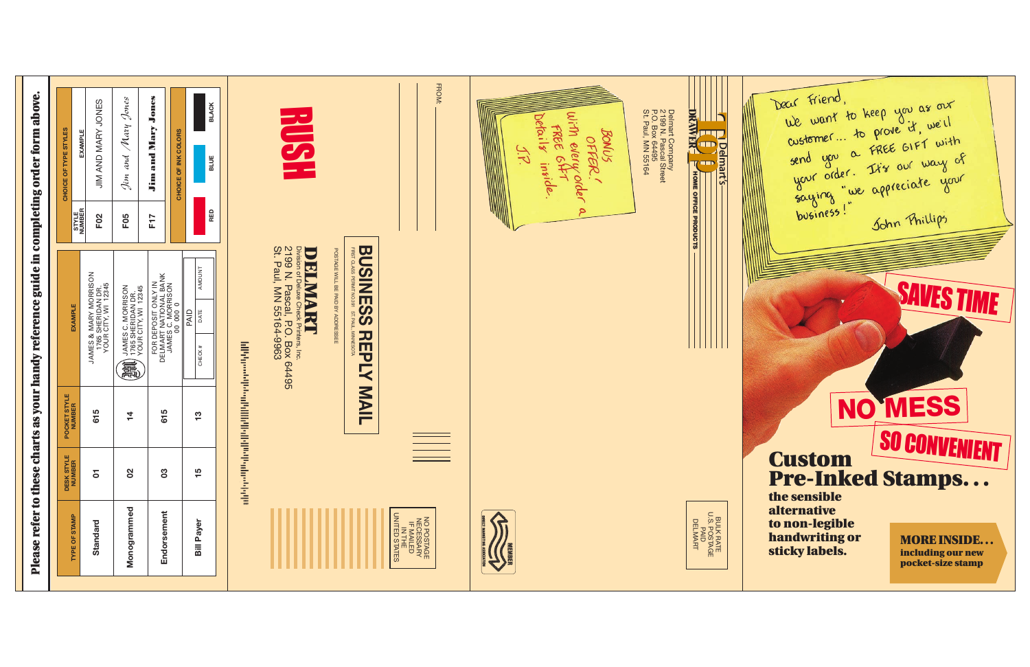# Custom Pre-Inked Stamps...

**the sensible alternative to non-legible handwriting or sticky labels.**

**MORE INSIDE... including our new pocket-size stamp**

SAVES TIME

NO MESS

SO CONVENIENT

Dear Friend,
We want to keep you as our customer... to prove it, we'll send you a FREE GIFT with your order. It's our way of saying "we appreciate your business!"
John Phillips

---

Delmart's TOP DRAWER HOME OFFICE PRODUCTS

Delmart Company
2199 N. Pascal Street
P.O. Box 64495
St. Paul, MN 55164

BULK RATE
U.S. POSTAGE
PAID
DELMART

BONUS OFFER! With every order a FREE GIFT Details inside. J.P.

MEMBER DIRECT MARKETING ASSOCIATION

---

FROM: ____________

NO POSTAGE NECESSARY IF MAILED IN THE UNITED STATES

## BUSINESS REPLY MAIL

FIRST CLASS PERMIT NO.391 ST. PAUL, MINNESOTA

POSTAGE WILL BE PAID BY ADDRESSEE

**DELMART**
Division of Deluxe Check Printers, Inc.
2199 N. Pascal, P.O. Box 64495
St. Paul, MN 55164-9963

RUSH

---

## Please refer to these charts as your handy reference guide in completing order form above.

| TYPE OF STAMP | DESK STYLE NUMBER | POCKET STYLE NUMBER | EXAMPLE |
|---|---|---|---|
| Standard | 01 | 615 | JAMES & MARY MORRISON 1765 SHERIDAN DR. YOUR CITY, WI 12345 |
| Monogrammed | 02 | 14 | JAMES C. MORRISON 1765 SHERIDAN DR. YOUR CITY, WI 12345 |
| Endorsement | 03 | 615 | FOR DEPOSIT ONLY IN DELMART NATIONAL BANK JAMES C. MORRISON 00 000 0 |
| Bill Payer | 15 | 13 | PAID — CHECK # / DATE / AMOUNT |

| CHOICE OF TYPE STYLES | |
|---|---|
| STYLE NUMBER | EXAMPLE |
| F02 | JIM AND MARY JONES |
| F05 | *Jim and Mary Jones* |
| F17 | **Jim and Mary Jones** |

| CHOICE OF INK COLORS | | |
|---|---|---|
| RED | BLUE | BLACK |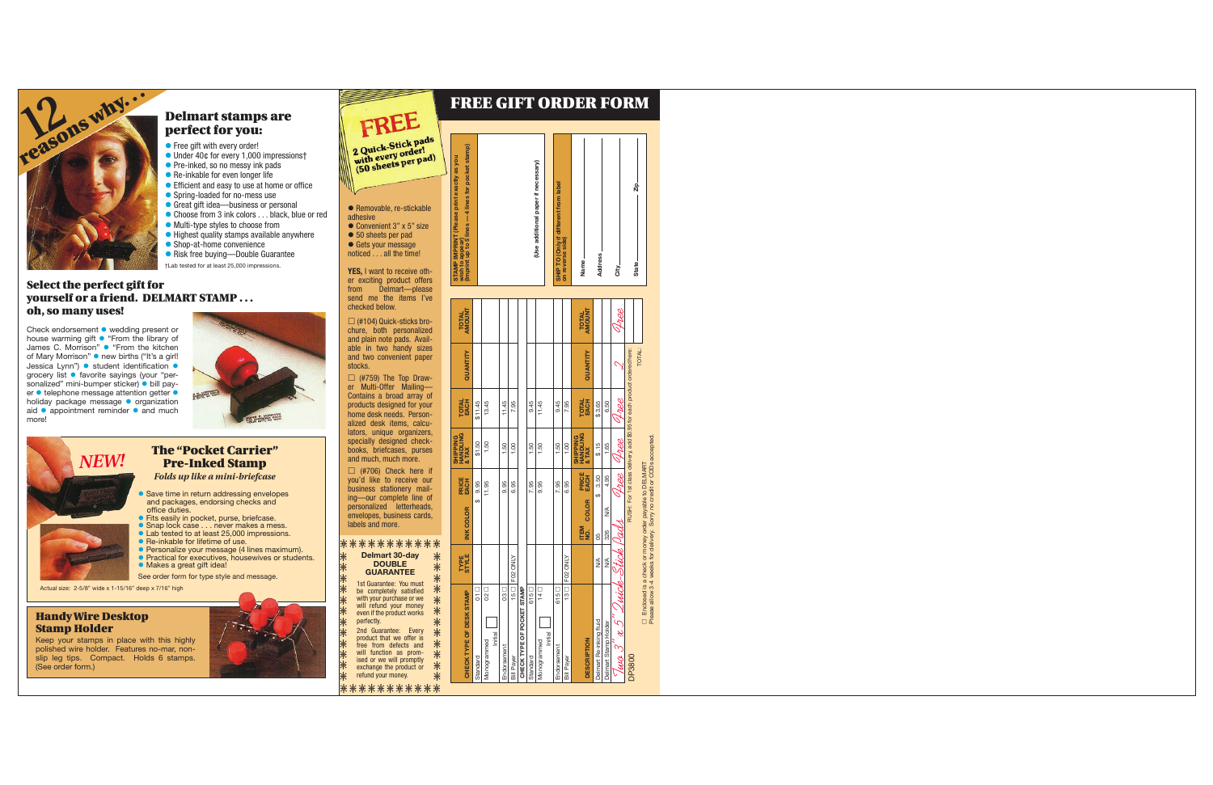## 12 reasons why...

## Delmart stamps are perfect for you:

- Free gift with every order!
- Under 40¢ for every 1,000 impressions†
- Pre-inked, so no messy ink pads
- Re-inkable for even longer life
- Efficient and easy to use at home or office
- Spring-loaded for no-mess use
- Great gift idea—business or personal
- Choose from 3 ink colors . . . black, blue or red
- Multi-type styles to choose from
- Highest quality stamps available anywhere
- Shop-at-home convenience
- Risk free buying—Double Guarantee

†Lab tested for at least 25,000 impressions.

## Select the perfect gift for yourself or a friend. DELMART STAMP . . . oh, so many uses!

Check endorsement • wedding present or house warming gift • "From the library of James C. Morrison" • "From the kitchen of Mary Morrison" • new births ("It's a girl! Jessica Lynn") • student identification • grocery list • favorite sayings (your "personalized" mini-bumper sticker) • bill payer • telephone message attention getter • holiday package message • organization aid • appointment reminder • and much more!

## *NEW!* The "Pocket Carrier" Pre-Inked Stamp

### *Folds up like a mini-briefcase*

- Save time in return addressing envelopes and packages, endorsing checks and office duties.
- Fits easily in pocket, purse, briefcase.
- Snap lock case . . . never makes a mess.
- Lab tested to at least 25,000 impressions.
- Re-inkable for lifetime of use.
- Personalize your message (4 lines maximum).
- Practical for executives, housewives or students.
- Makes a great gift idea!

See order form for type style and message.

Actual size: 2-5/8" wide x 1-15/16" deep x 7/16" high

## Handy Wire Desktop Stamp Holder

Keep your stamps in place with this highly polished wire holder. Features no-mar, non-slip leg tips. Compact. Holds 6 stamps. (See order form.)

## FREE 2 Quick-Stick pads with every order! (50 sheets per pad)

- Removable, re-stickable adhesive
- Convenient 3" x 5" size
- 50 sheets per pad
- Gets your message noticed . . . all the time!

**YES,** I want to receive other exciting product offers from Delmart—please send me the items I've checked below.

☐ (#104) Quick-sticks brochure, both personalized and plain note pads. Available in two handy sizes and two convenient paper stocks.

☐ (#759) The Top Drawer Multi-Offer Mailing—Contains a broad array of products designed for your home desk needs. Personalized desk items, calculators, unique organizers, specially designed checkbooks, briefcases, purses and much, much more.

☐ (#706) Check here if you'd like to receive our business stationery mailing—our complete line of personalized letterheads, envelopes, business cards, labels and more.

### Delmart 30-day DOUBLE GUARANTEE

1st Guarantee: You must be completely satisfied with your purchase or we will refund your money even if the product works perfectly.

2nd Guarantee: Every product that we offer is free from defects and will function as promised or we will promptly exchange the product or refund your money.

# FREE GIFT ORDER FORM

| CHECK TYPE OF DESK STAMP | TYPE STYLE | INK COLOR | PRICE EACH | SHIPPING HANDLING & TAX | TOTAL EACH | QUANTITY | TOTAL AMOUNT |
|---|---|---|---|---|---|---|---|
| Standard | 01☐ | | $ 9.95 | $1.50 | $11.45 | | |
| Monogrammed Initial ☐ | 02☐ | | 11.95 | 1.50 | 13.45 | | |
| Endorsement | 03☐ | | 9.95 | 1.50 | 11.45 | | |
| Bill Payer | 15☐ F02 ONLY | | 6.95 | 1.00 | 7.95 | | |
| **CHECK TYPE OF POCKET STAMP** | | | | | | | |
| Standard | 615☐ | | 7.95 | 1.50 | 9.45 | | |
| Monogrammed Initial ☐ | 14☐ | | 9.95 | 1.50 | 11.45 | | |
| Endorsement | 615☐ | | 7.95 | 1.50 | 9.45 | | |
| Bill Payer | 13☐ F02 ONLY | | 6.95 | 1.00 | 7.95 | | |

| DESCRIPTION | ITEM NO. | COLOR | PRICE EACH | SHIPPING HANDLING & TAX | TOTAL EACH | QUANTITY | TOTAL AMOUNT |
|---|---|---|---|---|---|---|---|
| Delmart Re-inking fluid | 05 | N/A | $ 3.50 | $ .15 | $3.65 | | |
| Delmart Stamp Holder | 326 | N/A | 4.95 | 1.65 | 6.60 | | |
| *Two 3" x 5" Quick-Stick Pads* | | | *Free* | *Free* | *Free* | *2* | *Free* |

RUSH: For 1st class delivery add $0.95 for each product ordered here:

TOTAL:

☐ Enclosed is a check or money order payable to DELMART

Please allow 3-4 weeks for delivery. Sorry no credit or CODs accepted.

DP3800

**STAMP IMPRINT** (Please print exactly as you wish to appear) (Imprint up to 5 lines — 4 lines for pocket stamp)

(Use additional paper if necessary)

**SHIP TO** (Only if different from label on reverse side)

Name

Address

City

State Zip